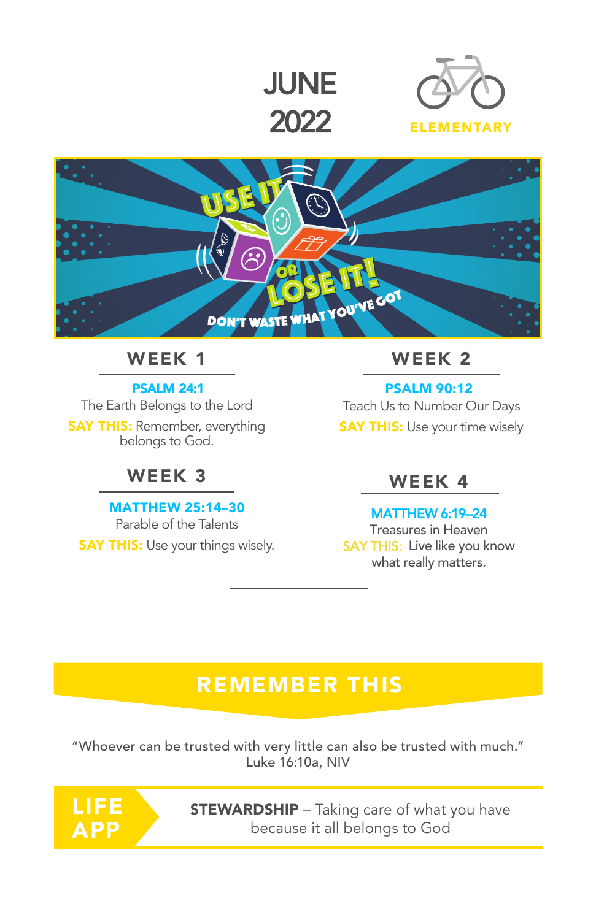# JUNE 2022

ELEMENTARY

USE IT OR LOSE IT!

DON'T WASTE WHAT YOU'VE GOT

## WEEK 1

**PSALM 24:1**

The Earth Belongs to the Lord

**SAY THIS:** Remember, everything belongs to God.

## WEEK 2

**PSALM 90:12**

Teach Us to Number Our Days

**SAY THIS:** Use your time wisely

## WEEK 3

**MATTHEW 25:14–30**

Parable of the Talents

**SAY THIS:** Use your things wisely.

## WEEK 4

**MATTHEW 6:19–24**

Treasures in Heaven

**SAY THIS:** Live like you know what really matters.

## REMEMBER THIS

"Whoever can be trusted with very little can also be trusted with much."
Luke 16:10a, NIV

## LIFE APP

**STEWARDSHIP** – Taking care of what you have because it all belongs to God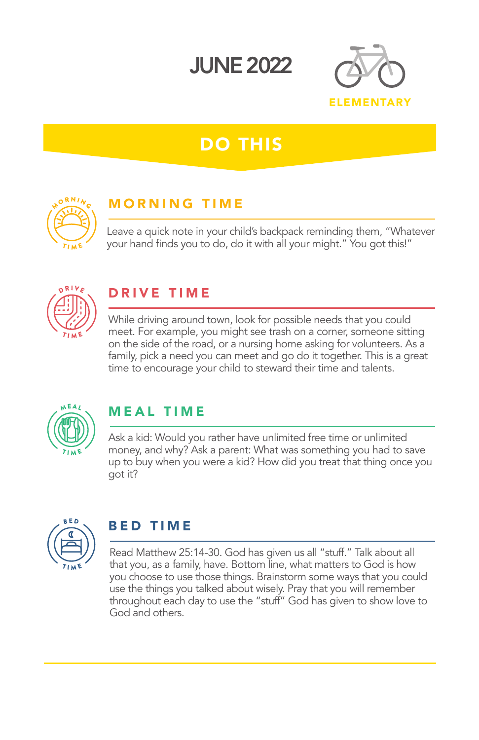# JUNE 2022

ELEMENTARY

## DO THIS

### MORNING TIME

Leave a quick note in your child's backpack reminding them, "Whatever your hand finds you to do, do it with all your might." You got this!"

### DRIVE TIME

While driving around town, look for possible needs that you could meet. For example, you might see trash on a corner, someone sitting on the side of the road, or a nursing home asking for volunteers. As a family, pick a need you can meet and go do it together. This is a great time to encourage your child to steward their time and talents.

### MEAL TIME

Ask a kid: Would you rather have unlimited free time or unlimited money, and why? Ask a parent: What was something you had to save up to buy when you were a kid? How did you treat that thing once you got it?

### BED TIME

Read Matthew 25:14-30. God has given us all "stuff." Talk about all that you, as a family, have. Bottom line, what matters to God is how you choose to use those things. Brainstorm some ways that you could use the things you talked about wisely. Pray that you will remember throughout each day to use the "stuff" God has given to show love to God and others.